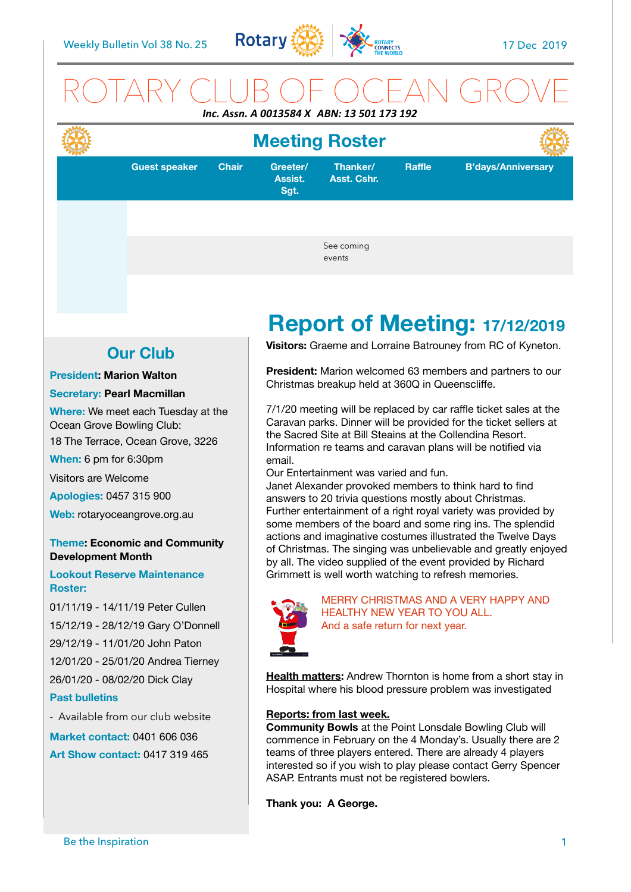# ROTARY CLUB OF OCEAN GROVE

***Inc. Assn. A 0013584 X ABN: 13 501 173 192***

## Meeting Roster

| | Guest speaker | Chair | Greeter/ Assist. Sgt. | Thanker/ Asst. Cshr. | Raffle | B'days/Anniversary |
|---|---|---|---|---|---|---|
| | | | | | | |
| | | | | See coming events | | |

## Our Club

**President:** **Marion Walton**

**Secretary:** **Pearl Macmillan**

**Where:** We meet each Tuesday at the Ocean Grove Bowling Club:
18 The Terrace, Ocean Grove, 3226

**When:** 6 pm for 6:30pm

Visitors are Welcome

**Apologies:** 0457 315 900

**Web:** rotaryoceangrove.org.au

**Theme: Economic and Community Development Month**

**Lookout Reserve Maintenance Roster:**

01/11/19 - 14/11/19 Peter Cullen
15/12/19 - 28/12/19 Gary O'Donnell
29/12/19 - 11/01/20 John Paton
12/01/20 - 25/01/20 Andrea Tierney
26/01/20 - 08/02/20 Dick Clay

**Past bulletins**

- Available from our club website

**Market contact:** 0401 606 036

**Art Show contact:** 0417 319 465

# Report of Meeting: 17/12/2019

**Visitors:** Graeme and Lorraine Batrouney from RC of Kyneton.

**President:** Marion welcomed 63 members and partners to our Christmas breakup held at 360Q in Queenscliffe.

7/1/20 meeting will be replaced by car raffle ticket sales at the Caravan parks. Dinner will be provided for the ticket sellers at the Sacred Site at Bill Steains at the Collendina Resort. Information re teams and caravan plans will be notified via email.
Our Entertainment was varied and fun.
Janet Alexander provoked members to think hard to find answers to 20 trivia questions mostly about Christmas.
Further entertainment of a right royal variety was provided by some members of the board and some ring ins. The splendid actions and imaginative costumes illustrated the Twelve Days of Christmas. The singing was unbelievable and greatly enjoyed by all. The video supplied of the event provided by Richard Grimmett is well worth watching to refresh memories.

MERRY CHRISTMAS AND A VERY HAPPY AND HEALTHY NEW YEAR TO YOU ALL.
And a safe return for next year.

**Health matters:** Andrew Thornton is home from a short stay in Hospital where his blood pressure problem was investigated

**Reports: from last week.**
**Community Bowls** at the Point Lonsdale Bowling Club will commence in February on the 4 Monday's. Usually there are 2 teams of three players entered. There are already 4 players interested so if you wish to play please contact Gerry Spencer ASAP. Entrants must not be registered bowlers.

**Thank you: A George.**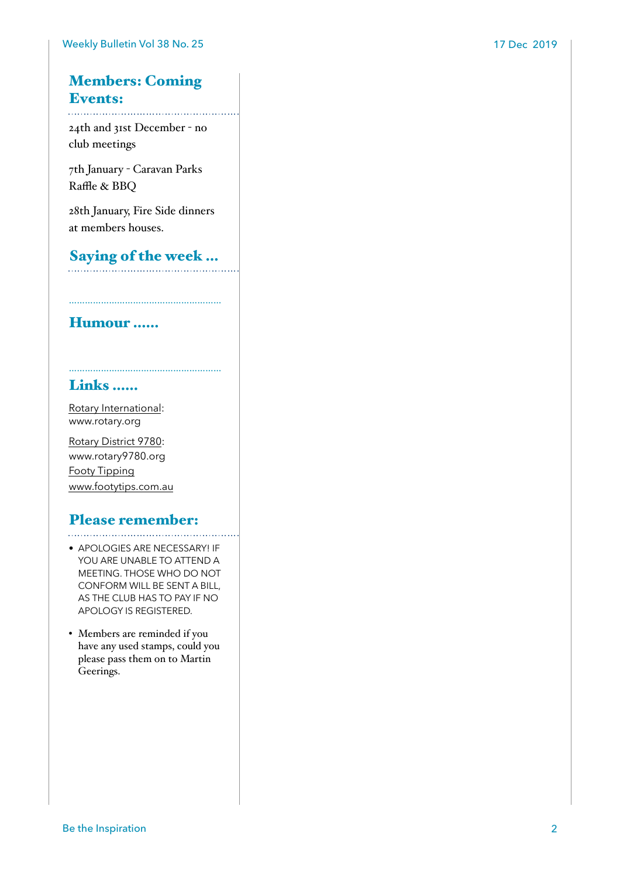## Members: Coming Events:

24th and 31st December - no club meetings

7th January - Caravan Parks Raffle & BBQ

28th January, Fire Side dinners at members houses.

## Saying of the week ...

## Humour ......

## Links ......

Rotary International: www.rotary.org

Rotary District 9780: www.rotary9780.org

Footy Tipping www.footytips.com.au

## Please remember:

- APOLOGIES ARE NECESSARY! IF YOU ARE UNABLE TO ATTEND A MEETING. THOSE WHO DO NOT CONFORM WILL BE SENT A BILL, AS THE CLUB HAS TO PAY IF NO APOLOGY IS REGISTERED.
- Members are reminded if you have any used stamps, could you please pass them on to Martin Geerings.